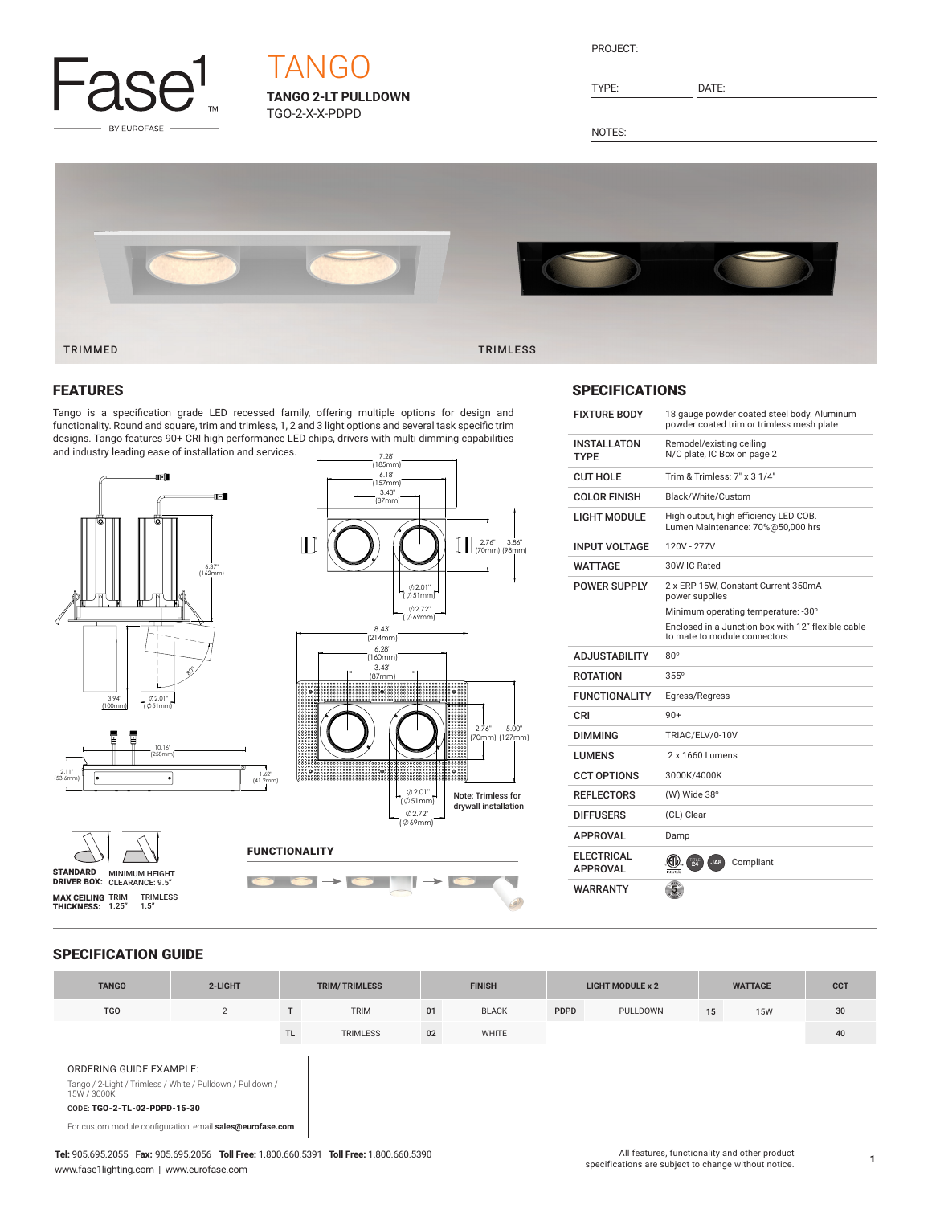# TANGO

**TANGO 2-LT PULLDOWN**

TGO-2-X-X-PDPD

PROJECT:

TYPE: DATE:

NOTES:

TRIMMED TRIMLESS

## FEATURES

Tango is a specification grade LED recessed family, offering multiple options for design and functionality. Round and square, trim and trimless, 1, 2 and 3 light options and several task specific trim designs. Tango features 90+ CRI high performance LED chips, drivers with multi dimming capabilities and industry leading ease of installation and services.

Note: Trimless for drywall installation

**STANDARD DRIVER BOX:** MINIMUM HEIGHT CLEARANCE: 9.5"

**MAX CEILING THICKNESS:** TRIM 1.25" TRIMLESS 1.5"

## FUNCTIONALITY

## SPECIFICATIONS

| | |
|---|---|
| FIXTURE BODY | 18 gauge powder coated steel body. Aluminum powder coated trim or trimless mesh plate |
| INSTALLATON TYPE | Remodel/existing ceiling N/C plate, IC Box on page 2 |
| CUT HOLE | Trim & Trimless: 7" x 3 1/4" |
| COLOR FINISH | Black/White/Custom |
| LIGHT MODULE | High output, high efficiency LED COB. Lumen Maintenance: 70%@50,000 hrs |
| INPUT VOLTAGE | 120V - 277V |
| WATTAGE | 30W IC Rated |
| POWER SUPPLY | 2 x ERP 15W, Constant Current 350mA power supplies<br>Minimum operating temperature: -30°<br>Enclosed in a Junction box with 12" flexible cable to mate to module connectors |
| ADJUSTABILITY | 80° |
| ROTATION | 355° |
| FUNCTIONALITY | Egress/Regress |
| CRI | 90+ |
| DIMMING | TRIAC/ELV/0-10V |
| LUMENS | 2 x 1660 Lumens |
| CCT OPTIONS | 3000K/4000K |
| REFLECTORS | (W) Wide 38° |
| DIFFUSERS | (CL) Clear |
| APPROVAL | Damp |
| ELECTRICAL APPROVAL | Compliant |
| WARRANTY | |

## SPECIFICATION GUIDE

| TANGO | 2-LIGHT | TRIM/ TRIMLESS | | FINISH | | LIGHT MODULE x 2 | | WATTAGE | | CCT |
|---|---|---|---|---|---|---|---|---|---|---|
| TGO | 2 | T | TRIM | 01 | BLACK | PDPD | PULLDOWN | 15 | 15W | 30 |
| | | TL | TRIMLESS | 02 | WHITE | | | | | 40 |

ORDERING GUIDE EXAMPLE:

Tango / 2-Light / Trimless / White / Pulldown / Pulldown / 15W / 3000K

CODE: **TGO-2-TL-02-PDPD-15-30**

For custom module configuration, email **sales@eurofase.com**

**Tel:** 905.695.2055 **Fax:** 905.695.2056 **Toll Free:** 1.800.660.5391 **Toll Free:** 1.800.660.5390
www.fase1lighting.com | www.eurofase.com

All features, functionality and other product specifications are subject to change without notice.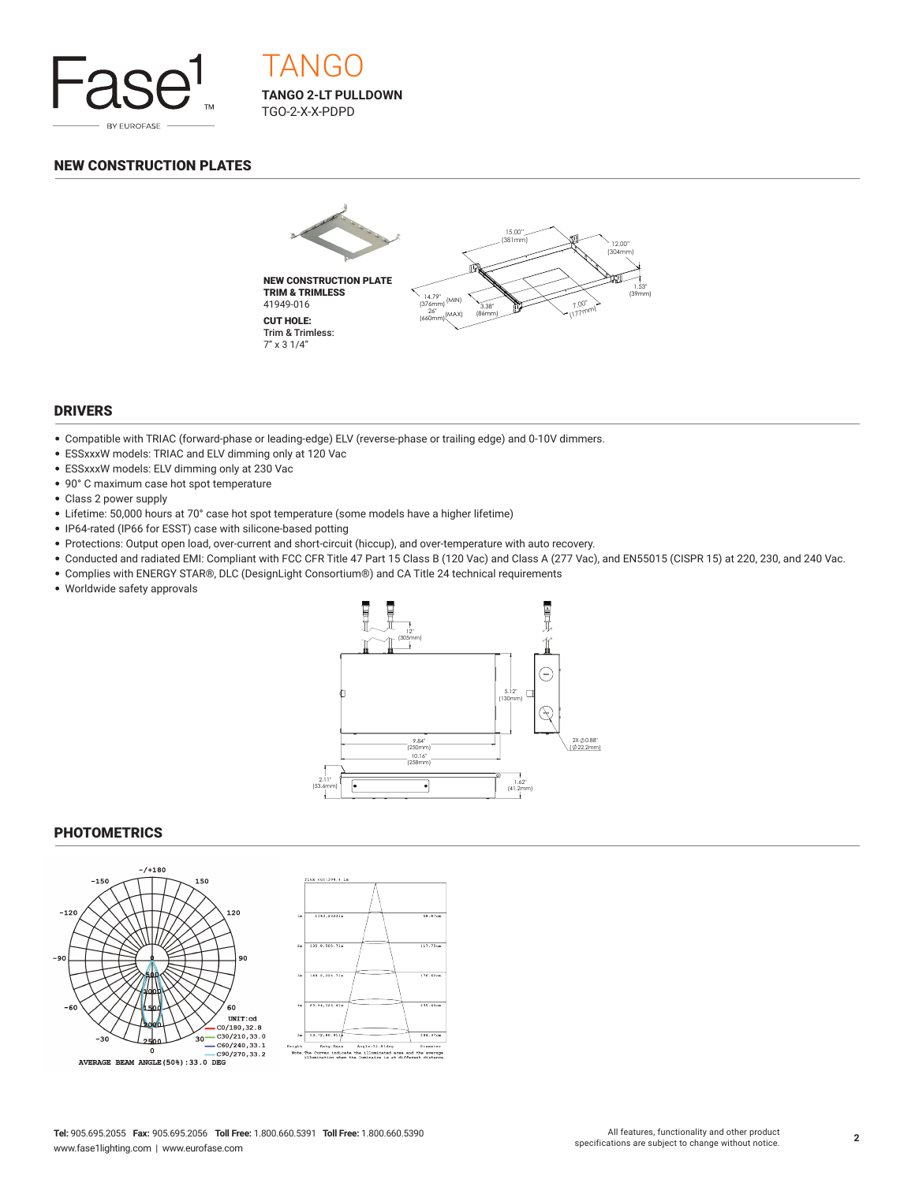Fase1 BY EUROFASE

# TANGO

**TANGO 2-LT PULLDOWN**
TGO-2-X-X-PDPD

## NEW CONSTRUCTION PLATES

**NEW CONSTRUCTION PLATE TRIM & TRIMLESS**
41949-016

**CUT HOLE:**
Trim & Trimless:
7" x 3 1/4"

15.00" (381mm)
12.00" (304mm)
1.53" (39mm)
14.79" (376mm) (MIN)
26" (660mm) (MAX)
3.38" (86mm)
7.00" (177mm)

## DRIVERS

- Compatible with TRIAC (forward-phase or leading-edge) ELV (reverse-phase or trailing edge) and 0-10V dimmers.
- ESSxxxW models: TRIAC and ELV dimming only at 120 Vac
- ESSxxxW models: ELV dimming only at 230 Vac
- 90° C maximum case hot spot temperature
- Class 2 power supply
- Lifetime: 50,000 hours at 70° case hot spot temperature (some models have a higher lifetime)
- IP64-rated (IP66 for ESST) case with silicone-based potting
- Protections: Output open load, over-current and short-circuit (hiccup), and over-temperature with auto recovery.
- Conducted and radiated EMI: Compliant with FCC CFR Title 47 Part 15 Class B (120 Vac) and Class A (277 Vac), and EN55015 (CISPR 15) at 220, 230, and 240 Vac.
- Complies with ENERGY STAR®, DLC (DesignLight Consortium®) and CA Title 24 technical requirements
- Worldwide safety approvals

12" (305mm)
5.12" (130mm)
9.84" (250mm)
10.16" (258mm)
2X Ø0.88" (Ø22.2mm)
2.11" (53.6mm)
1.62" (41.2mm)

## PHOTOMETRICS

-/+180
-150
150
-120
120
-90
90
-60
60
-30
30
0
500
1000
1500
2000
2500
UNIT:cd
C0/180,32.8
C30/210,33.0
C60/240,33.1
C90/270,33.2
AVERAGE BEAM ANGLE(50%):33.0 DEG

Flux out:394.4 lm
1m 1143,2723lx 58.87cm
2m 235.6,505.7lx 117.75cm
3m 103.0,224.7lx 176.62cm
4m 57.94,126.4lx 235.49cm
5m 37.12,80.91lx 294.37cm
Height Emax Eave Angle:32.81deg Diameter
Note:The Curves indicate the illuminated area and the average illumination when the luminaire is at different distance

**Tel:** 905.695.2055 **Fax:** 905.695.2056 **Toll Free:** 1.800.660.5391 **Toll Free:** 1.800.660.5390
www.fase1lighting.com | www.eurofase.com

All features, functionality and other product specifications are subject to change without notice.